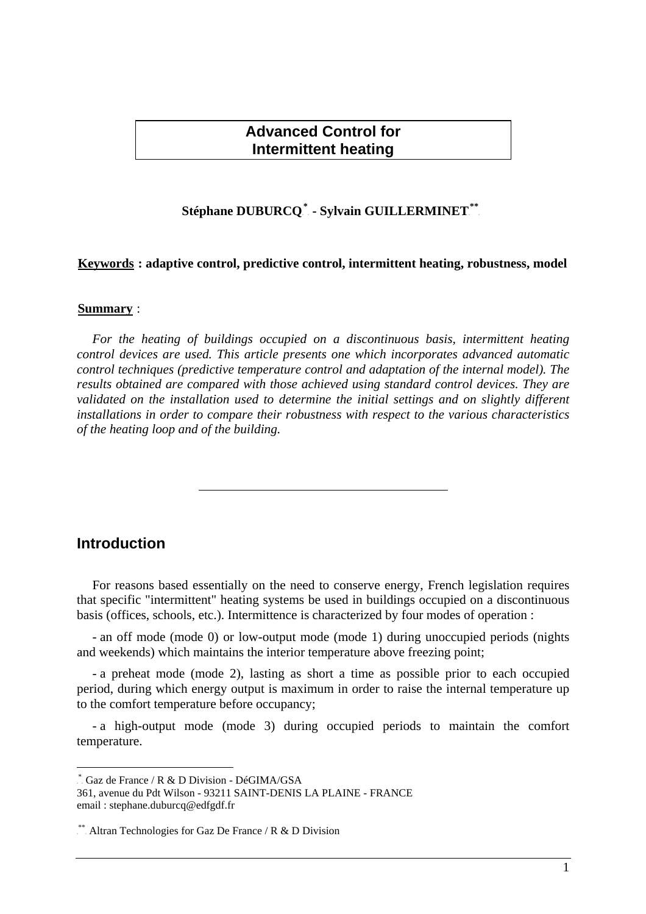# Advanced Control for Intermittent heating

**Stéphane DUBURCQ[*] - Sylvain GUILLERMINET[**]**

**Keywords : adaptive control, predictive control, intermittent heating, robustness, model**

**Summary** :

*For the heating of buildings occupied on a discontinuous basis, intermittent heating control devices are used. This article presents one which incorporates advanced automatic control techniques (predictive temperature control and adaptation of the internal model). The results obtained are compared with those achieved using standard control devices. They are validated on the installation used to determine the initial settings and on slightly different installations in order to compare their robustness with respect to the various characteristics of the heating loop and of the building.*

---

## Introduction

For reasons based essentially on the need to conserve energy, French legislation requires that specific "intermittent" heating systems be used in buildings occupied on a discontinuous basis (offices, schools, etc.). Intermittence is characterized by four modes of operation :

- an off mode (mode 0) or low-output mode (mode 1) during unoccupied periods (nights and weekends) which maintains the interior temperature above freezing point;

- a preheat mode (mode 2), lasting as short a time as possible prior to each occupied period, during which energy output is maximum in order to raise the internal temperature up to the comfort temperature before occupancy;

- a high-output mode (mode 3) during occupied periods to maintain the comfort temperature.

---

[*] Gaz de France / R & D Division - DéGIMA/GSA
361, avenue du Pdt Wilson - 93211 SAINT-DENIS LA PLAINE - FRANCE
email : stephane.duburcq@edfgdf.fr

[**] Altran Technologies for Gaz De France / R & D Division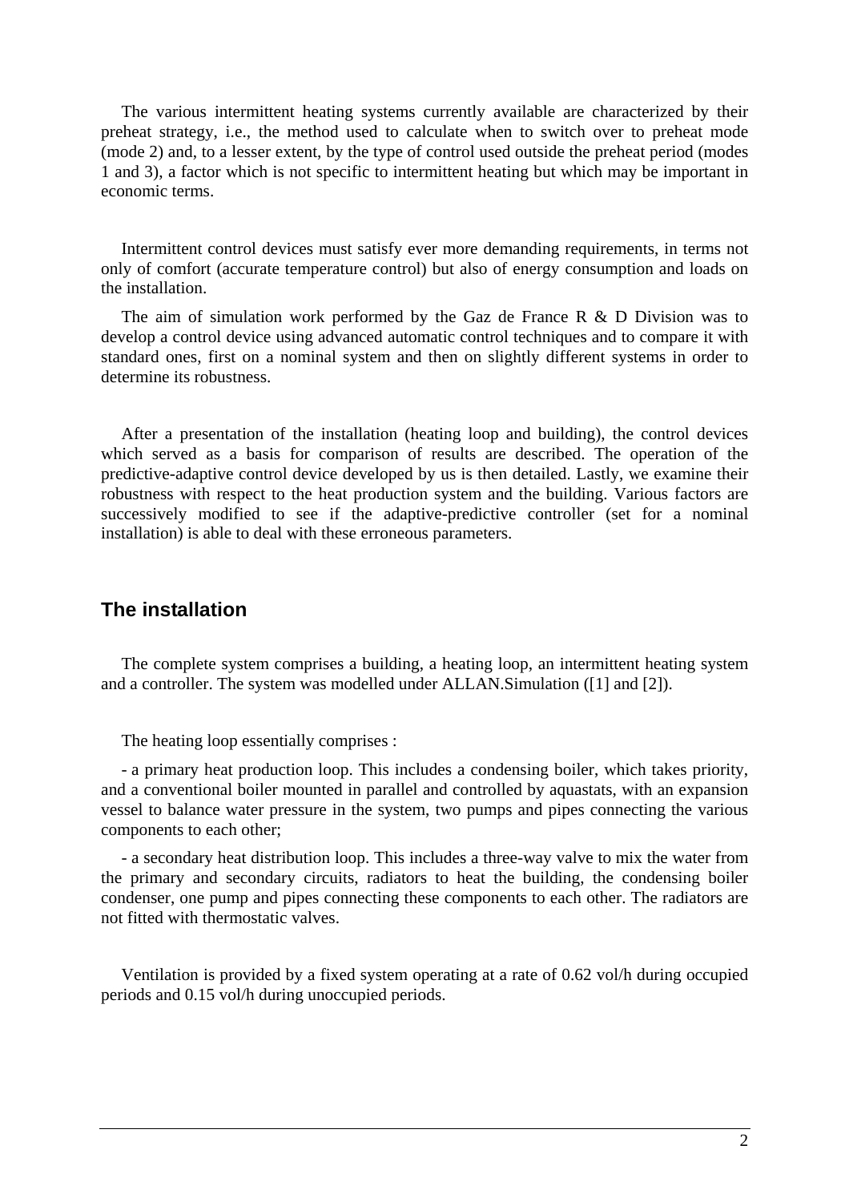The various intermittent heating systems currently available are characterized by their preheat strategy, i.e., the method used to calculate when to switch over to preheat mode (mode 2) and, to a lesser extent, by the type of control used outside the preheat period (modes 1 and 3), a factor which is not specific to intermittent heating but which may be important in economic terms.

Intermittent control devices must satisfy ever more demanding requirements, in terms not only of comfort (accurate temperature control) but also of energy consumption and loads on the installation.

The aim of simulation work performed by the Gaz de France R & D Division was to develop a control device using advanced automatic control techniques and to compare it with standard ones, first on a nominal system and then on slightly different systems in order to determine its robustness.

After a presentation of the installation (heating loop and building), the control devices which served as a basis for comparison of results are described. The operation of the predictive-adaptive control device developed by us is then detailed. Lastly, we examine their robustness with respect to the heat production system and the building. Various factors are successively modified to see if the adaptive-predictive controller (set for a nominal installation) is able to deal with these erroneous parameters.

## The installation

The complete system comprises a building, a heating loop, an intermittent heating system and a controller. The system was modelled under ALLAN.Simulation ([1] and [2]).

The heating loop essentially comprises :

- a primary heat production loop. This includes a condensing boiler, which takes priority, and a conventional boiler mounted in parallel and controlled by aquastats, with an expansion vessel to balance water pressure in the system, two pumps and pipes connecting the various components to each other;

- a secondary heat distribution loop. This includes a three-way valve to mix the water from the primary and secondary circuits, radiators to heat the building, the condensing boiler condenser, one pump and pipes connecting these components to each other. The radiators are not fitted with thermostatic valves.

Ventilation is provided by a fixed system operating at a rate of 0.62 vol/h during occupied periods and 0.15 vol/h during unoccupied periods.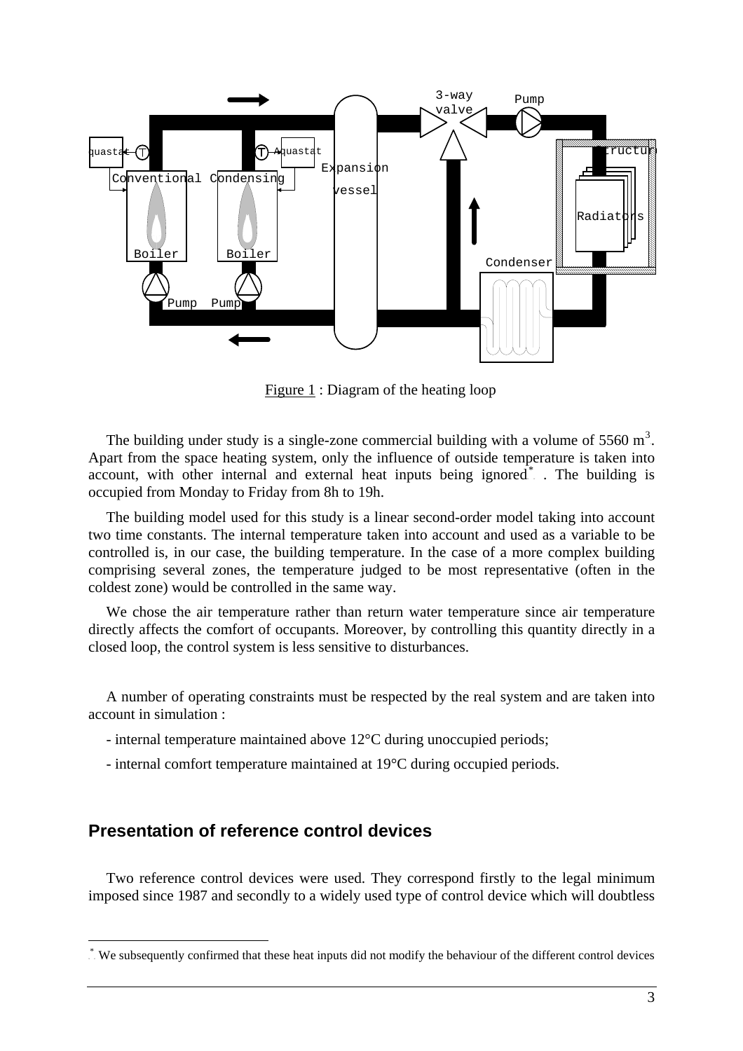Figure 1 : Diagram of the heating loop

The building under study is a single-zone commercial building with a volume of 5560 $m^3$. Apart from the space heating system, only the influence of outside temperature is taken into account, with other internal and external heat inputs being ignored*. The building is occupied from Monday to Friday from 8h to 19h.

The building model used for this study is a linear second-order model taking into account two time constants. The internal temperature taken into account and used as a variable to be controlled is, in our case, the building temperature. In the case of a more complex building comprising several zones, the temperature judged to be most representative (often in the coldest zone) would be controlled in the same way.

We chose the air temperature rather than return water temperature since air temperature directly affects the comfort of occupants. Moreover, by controlling this quantity directly in a closed loop, the control system is less sensitive to disturbances.

A number of operating constraints must be respected by the real system and are taken into account in simulation :

- internal temperature maintained above 12°C during unoccupied periods;
- internal comfort temperature maintained at 19°C during occupied periods.

## Presentation of reference control devices

Two reference control devices were used. They correspond firstly to the legal minimum imposed since 1987 and secondly to a widely used type of control device which will doubtless

* We subsequently confirmed that these heat inputs did not modify the behaviour of the different control devices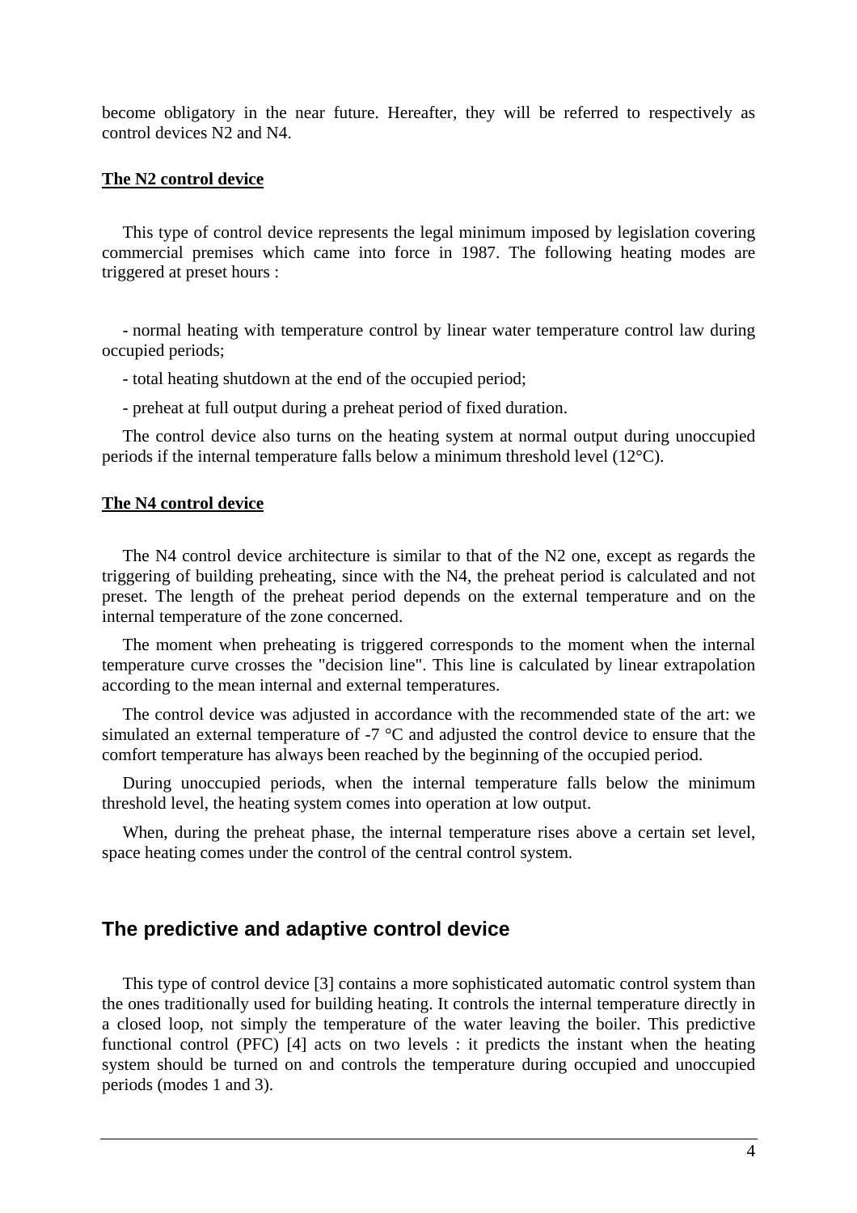become obligatory in the near future. Hereafter, they will be referred to respectively as control devices N2 and N4.

**The N2 control device**

This type of control device represents the legal minimum imposed by legislation covering commercial premises which came into force in 1987. The following heating modes are triggered at preset hours :

- normal heating with temperature control by linear water temperature control law during occupied periods;
- total heating shutdown at the end of the occupied period;
- preheat at full output during a preheat period of fixed duration.

The control device also turns on the heating system at normal output during unoccupied periods if the internal temperature falls below a minimum threshold level (12°C).

**The N4 control device**

The N4 control device architecture is similar to that of the N2 one, except as regards the triggering of building preheating, since with the N4, the preheat period is calculated and not preset. The length of the preheat period depends on the external temperature and on the internal temperature of the zone concerned.

The moment when preheating is triggered corresponds to the moment when the internal temperature curve crosses the "decision line". This line is calculated by linear extrapolation according to the mean internal and external temperatures.

The control device was adjusted in accordance with the recommended state of the art: we simulated an external temperature of -7 °C and adjusted the control device to ensure that the comfort temperature has always been reached by the beginning of the occupied period.

During unoccupied periods, when the internal temperature falls below the minimum threshold level, the heating system comes into operation at low output.

When, during the preheat phase, the internal temperature rises above a certain set level, space heating comes under the control of the central control system.

## The predictive and adaptive control device

This type of control device [3] contains a more sophisticated automatic control system than the ones traditionally used for building heating. It controls the internal temperature directly in a closed loop, not simply the temperature of the water leaving the boiler. This predictive functional control (PFC) [4] acts on two levels : it predicts the instant when the heating system should be turned on and controls the temperature during occupied and unoccupied periods (modes 1 and 3).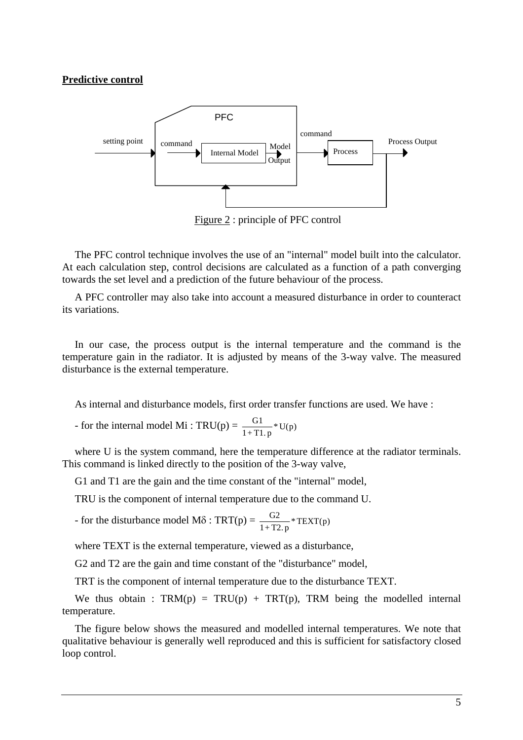**Predictive control**

Figure 2 : principle of PFC control

The PFC control technique involves the use of an "internal" model built into the calculator. At each calculation step, control decisions are calculated as a function of a path converging towards the set level and a prediction of the future behaviour of the process.

A PFC controller may also take into account a measured disturbance in order to counteract its variations.

In our case, the process output is the internal temperature and the command is the temperature gain in the radiator. It is adjusted by means of the 3-way valve. The measured disturbance is the external temperature.

As internal and disturbance models, first order transfer functions are used. We have :

- for the internal model Mi : $TRU(p) = \frac{G1}{1 + T1.p} * U(p)$

where U is the system command, here the temperature difference at the radiator terminals. This command is linked directly to the position of the 3-way valve,

G1 and T1 are the gain and the time constant of the "internal" model,

TRU is the component of internal temperature due to the command U.

- for the disturbance model $M\delta$ : $TRT(p) = \frac{G2}{1 + T2.p} * TEXT(p)$

where TEXT is the external temperature, viewed as a disturbance,

G2 and T2 are the gain and time constant of the "disturbance" model,

TRT is the component of internal temperature due to the disturbance TEXT.

We thus obtain : TRM(p) = TRU(p) + TRT(p), TRM being the modelled internal temperature.

The figure below shows the measured and modelled internal temperatures. We note that qualitative behaviour is generally well reproduced and this is sufficient for satisfactory closed loop control.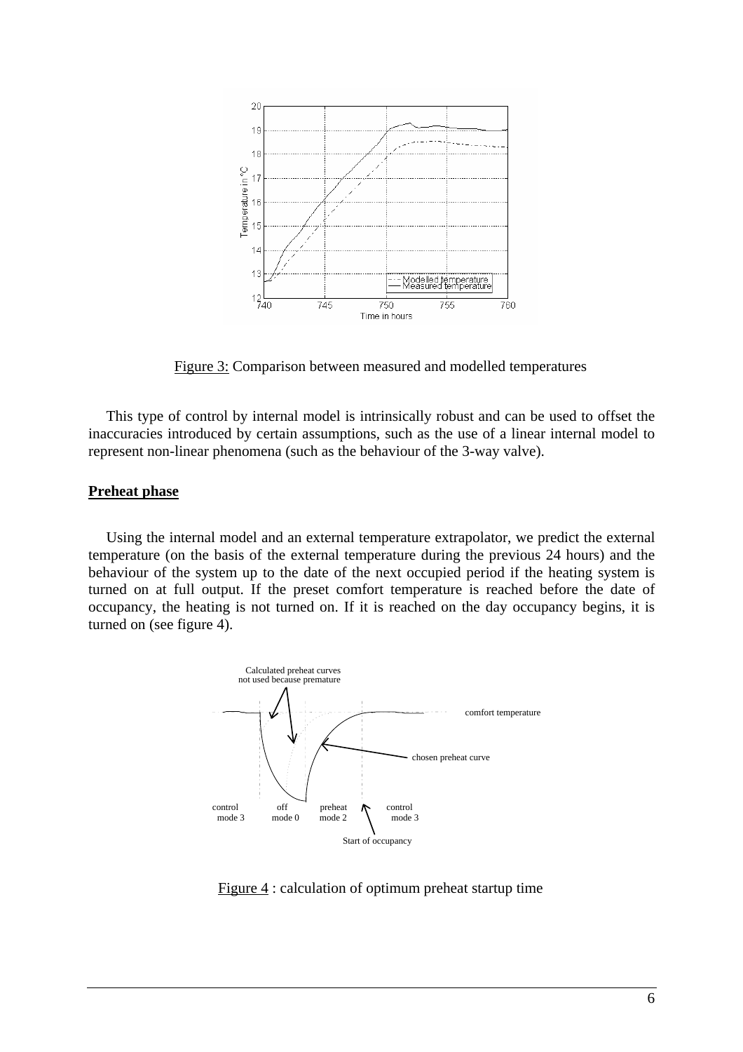Figure 3: Comparison between measured and modelled temperatures

This type of control by internal model is intrinsically robust and can be used to offset the inaccuracies introduced by certain assumptions, such as the use of a linear internal model to represent non-linear phenomena (such as the behaviour of the 3-way valve).

**Preheat phase**

Using the internal model and an external temperature extrapolator, we predict the external temperature (on the basis of the external temperature during the previous 24 hours) and the behaviour of the system up to the date of the next occupied period if the heating system is turned on at full output. If the preset comfort temperature is reached before the date of occupancy, the heating is not turned on. If it is reached on the day occupancy begins, it is turned on (see figure 4).

Figure 4 : calculation of optimum preheat startup time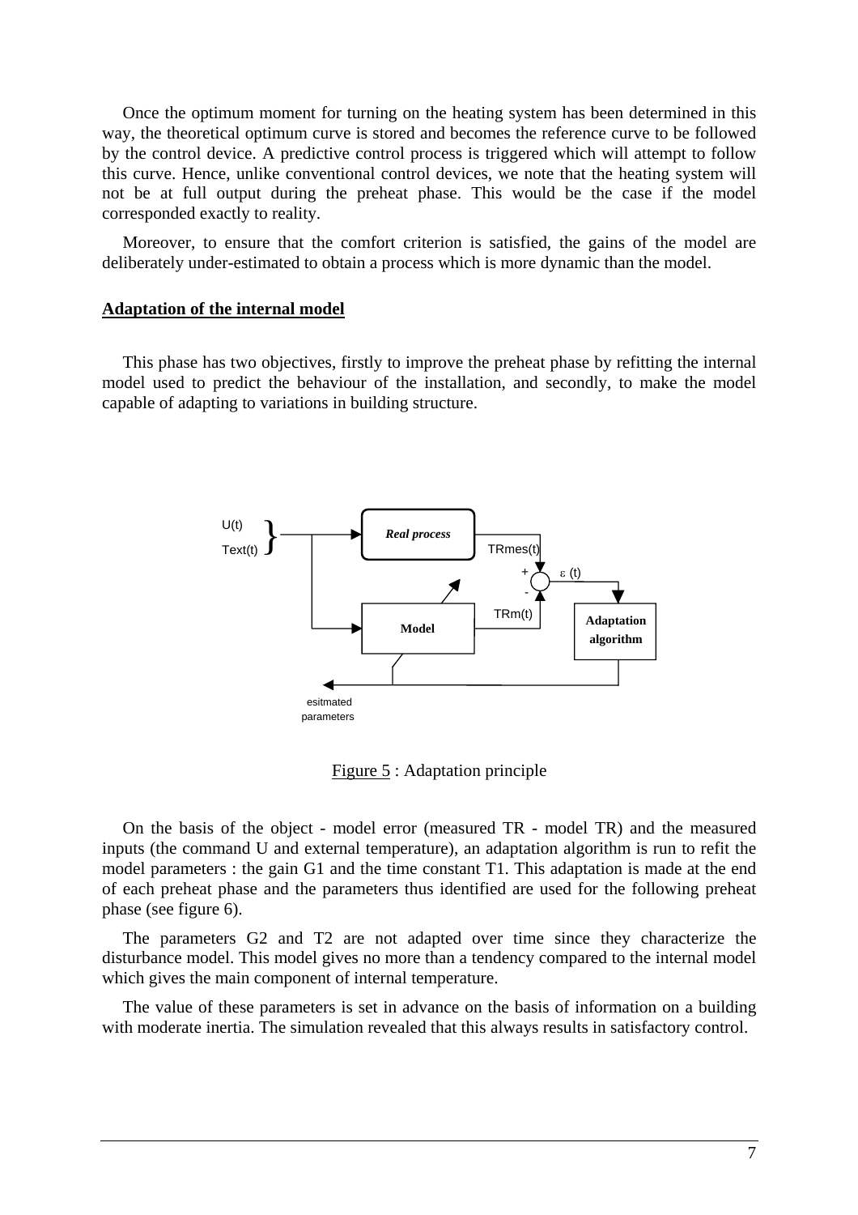Once the optimum moment for turning on the heating system has been determined in this way, the theoretical optimum curve is stored and becomes the reference curve to be followed by the control device. A predictive control process is triggered which will attempt to follow this curve. Hence, unlike conventional control devices, we note that the heating system will not be at full output during the preheat phase. This would be the case if the model corresponded exactly to reality.

Moreover, to ensure that the comfort criterion is satisfied, the gains of the model are deliberately under-estimated to obtain a process which is more dynamic than the model.

**Adaptation of the internal model**

This phase has two objectives, firstly to improve the preheat phase by refitting the internal model used to predict the behaviour of the installation, and secondly, to make the model capable of adapting to variations in building structure.

U(t) Text(t) Real process TRmes(t) + - ε (t) TRm(t) Model Adaptation algorithm esitmated parameters

Figure 5 : Adaptation principle

On the basis of the object - model error (measured TR - model TR) and the measured inputs (the command U and external temperature), an adaptation algorithm is run to refit the model parameters : the gain G1 and the time constant T1. This adaptation is made at the end of each preheat phase and the parameters thus identified are used for the following preheat phase (see figure 6).

The parameters G2 and T2 are not adapted over time since they characterize the disturbance model. This model gives no more than a tendency compared to the internal model which gives the main component of internal temperature.

The value of these parameters is set in advance on the basis of information on a building with moderate inertia. The simulation revealed that this always results in satisfactory control.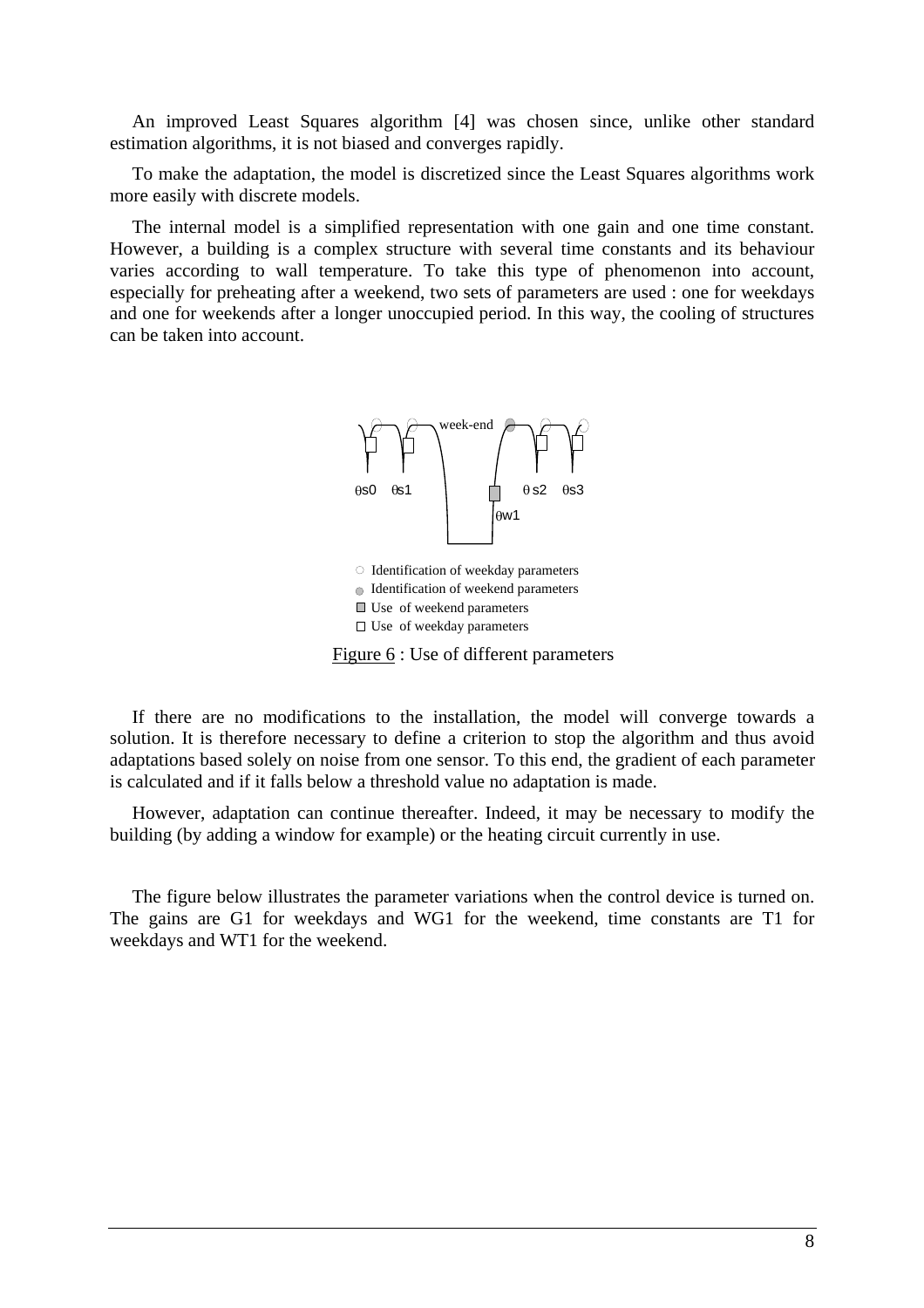An improved Least Squares algorithm [4] was chosen since, unlike other standard estimation algorithms, it is not biased and converges rapidly.

To make the adaptation, the model is discretized since the Least Squares algorithms work more easily with discrete models.

The internal model is a simplified representation with one gain and one time constant. However, a building is a complex structure with several time constants and its behaviour varies according to wall temperature. To take this type of phenomenon into account, especially for preheating after a weekend, two sets of parameters are used : one for weekdays and one for weekends after a longer unoccupied period. In this way, the cooling of structures can be taken into account.

week-end

$\theta s0$ $\theta s1$ $\theta w1$ $\theta s2$ $\theta s3$

○ Identification of weekday parameters
● Identification of weekend parameters
■ Use of weekend parameters
□ Use of weekday parameters

Figure 6 : Use of different parameters

If there are no modifications to the installation, the model will converge towards a solution. It is therefore necessary to define a criterion to stop the algorithm and thus avoid adaptations based solely on noise from one sensor. To this end, the gradient of each parameter is calculated and if it falls below a threshold value no adaptation is made.

However, adaptation can continue thereafter. Indeed, it may be necessary to modify the building (by adding a window for example) or the heating circuit currently in use.

The figure below illustrates the parameter variations when the control device is turned on. The gains are G1 for weekdays and WG1 for the weekend, time constants are T1 for weekdays and WT1 for the weekend.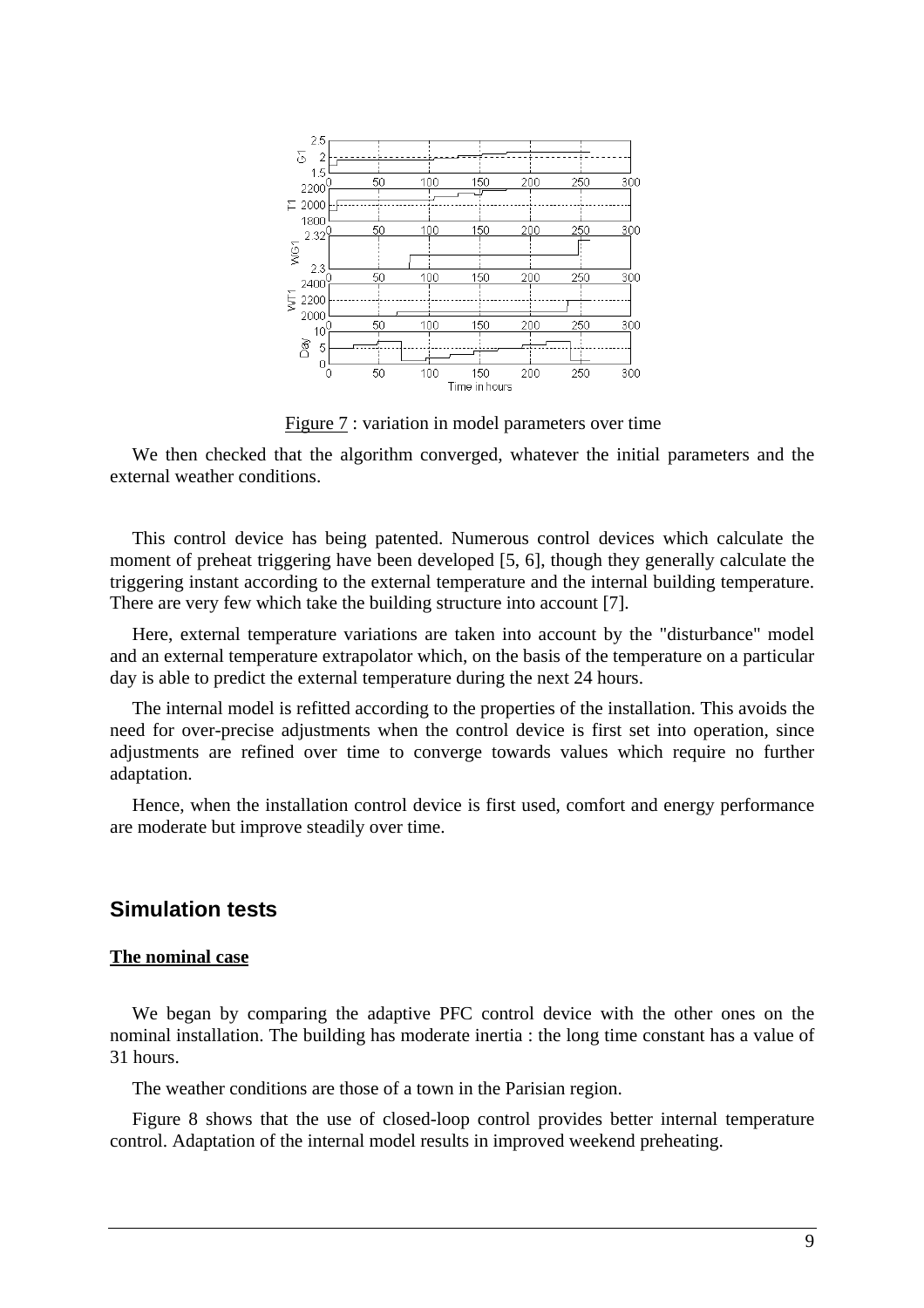Figure 7 : variation in model parameters over time

We then checked that the algorithm converged, whatever the initial parameters and the external weather conditions.

This control device has being patented. Numerous control devices which calculate the moment of preheat triggering have been developed [5, 6], though they generally calculate the triggering instant according to the external temperature and the internal building temperature. There are very few which take the building structure into account [7].

Here, external temperature variations are taken into account by the "disturbance" model and an external temperature extrapolator which, on the basis of the temperature on a particular day is able to predict the external temperature during the next 24 hours.

The internal model is refitted according to the properties of the installation. This avoids the need for over-precise adjustments when the control device is first set into operation, since adjustments are refined over time to converge towards values which require no further adaptation.

Hence, when the installation control device is first used, comfort and energy performance are moderate but improve steadily over time.

## Simulation tests

**The nominal case**

We began by comparing the adaptive PFC control device with the other ones on the nominal installation. The building has moderate inertia : the long time constant has a value of 31 hours.

The weather conditions are those of a town in the Parisian region.

Figure 8 shows that the use of closed-loop control provides better internal temperature control. Adaptation of the internal model results in improved weekend preheating.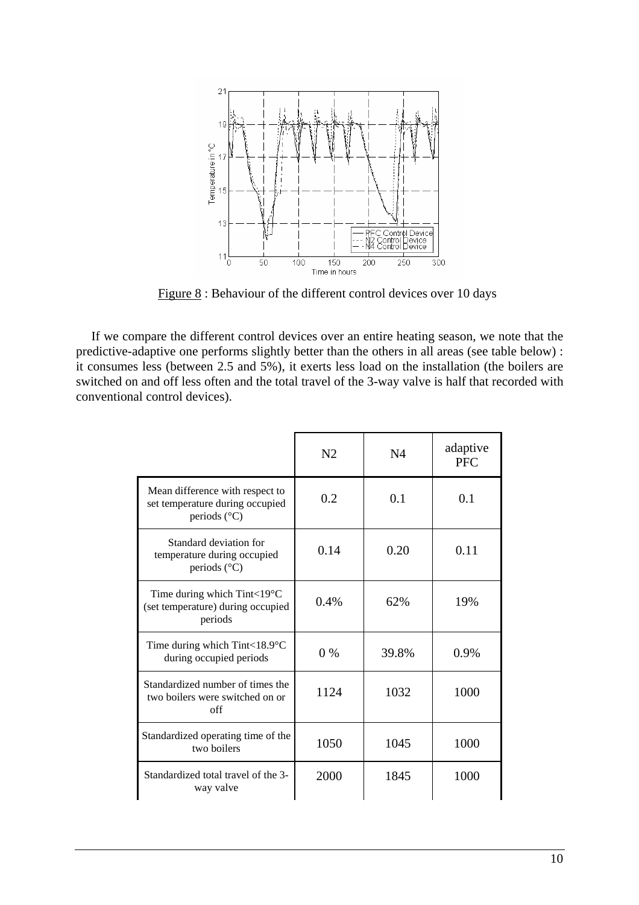Figure 8 : Behaviour of the different control devices over 10 days

If we compare the different control devices over an entire heating season, we note that the predictive-adaptive one performs slightly better than the others in all areas (see table below) : it consumes less (between 2.5 and 5%), it exerts less load on the installation (the boilers are switched on and off less often and the total travel of the 3-way valve is half that recorded with conventional control devices).

| | N2 | N4 | adaptive PFC |
|---|---|---|---|
| Mean difference with respect to set temperature during occupied periods (°C) | 0.2 | 0.1 | 0.1 |
| Standard deviation for temperature during occupied periods (°C) | 0.14 | 0.20 | 0.11 |
| Time during which Tint<19°C (set temperature) during occupied periods | 0.4% | 62% | 19% |
| Time during which Tint<18.9°C during occupied periods | 0 % | 39.8% | 0.9% |
| Standardized number of times the two boilers were switched on or off | 1124 | 1032 | 1000 |
| Standardized operating time of the two boilers | 1050 | 1045 | 1000 |
| Standardized total travel of the 3-way valve | 2000 | 1845 | 1000 |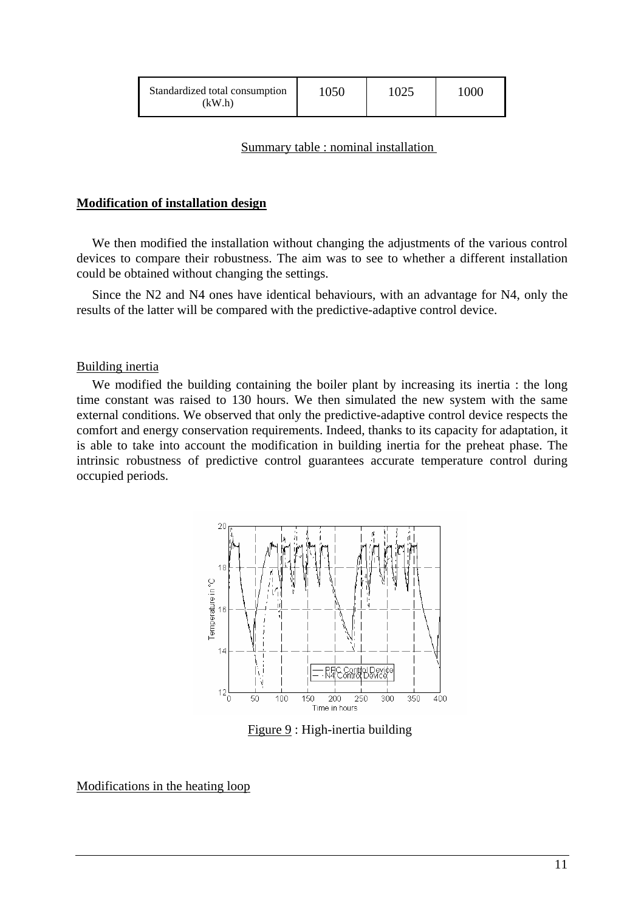| Standardized total consumption (kW.h) | 1050 | 1025 | 1000 |
|---|---|---|---|

Summary table : nominal installation

## Modification of installation design

We then modified the installation without changing the adjustments of the various control devices to compare their robustness. The aim was to see to whether a different installation could be obtained without changing the settings.

Since the N2 and N4 ones have identical behaviours, with an advantage for N4, only the results of the latter will be compared with the predictive-adaptive control device.

### Building inertia

We modified the building containing the boiler plant by increasing its inertia : the long time constant was raised to 130 hours. We then simulated the new system with the same external conditions. We observed that only the predictive-adaptive control device respects the comfort and energy conservation requirements. Indeed, thanks to its capacity for adaptation, it is able to take into account the modification in building inertia for the preheat phase. The intrinsic robustness of predictive control guarantees accurate temperature control during occupied periods.

Figure 9 : High-inertia building

### Modifications in the heating loop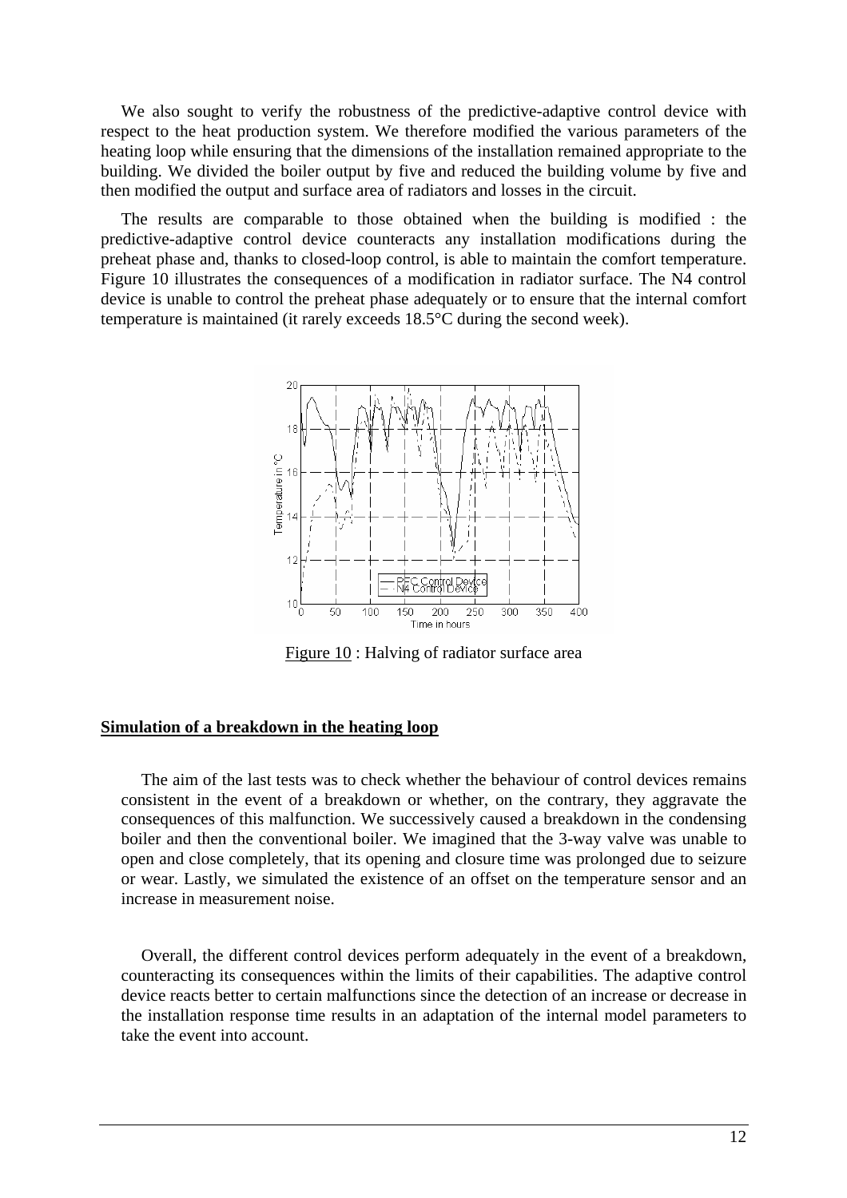We also sought to verify the robustness of the predictive-adaptive control device with respect to the heat production system. We therefore modified the various parameters of the heating loop while ensuring that the dimensions of the installation remained appropriate to the building. We divided the boiler output by five and reduced the building volume by five and then modified the output and surface area of radiators and losses in the circuit.

The results are comparable to those obtained when the building is modified : the predictive-adaptive control device counteracts any installation modifications during the preheat phase and, thanks to closed-loop control, is able to maintain the comfort temperature. Figure 10 illustrates the consequences of a modification in radiator surface. The N4 control device is unable to control the preheat phase adequately or to ensure that the internal comfort temperature is maintained (it rarely exceeds 18.5°C during the second week).

Figure 10 : Halving of radiator surface area

## Simulation of a breakdown in the heating loop

The aim of the last tests was to check whether the behaviour of control devices remains consistent in the event of a breakdown or whether, on the contrary, they aggravate the consequences of this malfunction. We successively caused a breakdown in the condensing boiler and then the conventional boiler. We imagined that the 3-way valve was unable to open and close completely, that its opening and closure time was prolonged due to seizure or wear. Lastly, we simulated the existence of an offset on the temperature sensor and an increase in measurement noise.

Overall, the different control devices perform adequately in the event of a breakdown, counteracting its consequences within the limits of their capabilities. The adaptive control device reacts better to certain malfunctions since the detection of an increase or decrease in the installation response time results in an adaptation of the internal model parameters to take the event into account.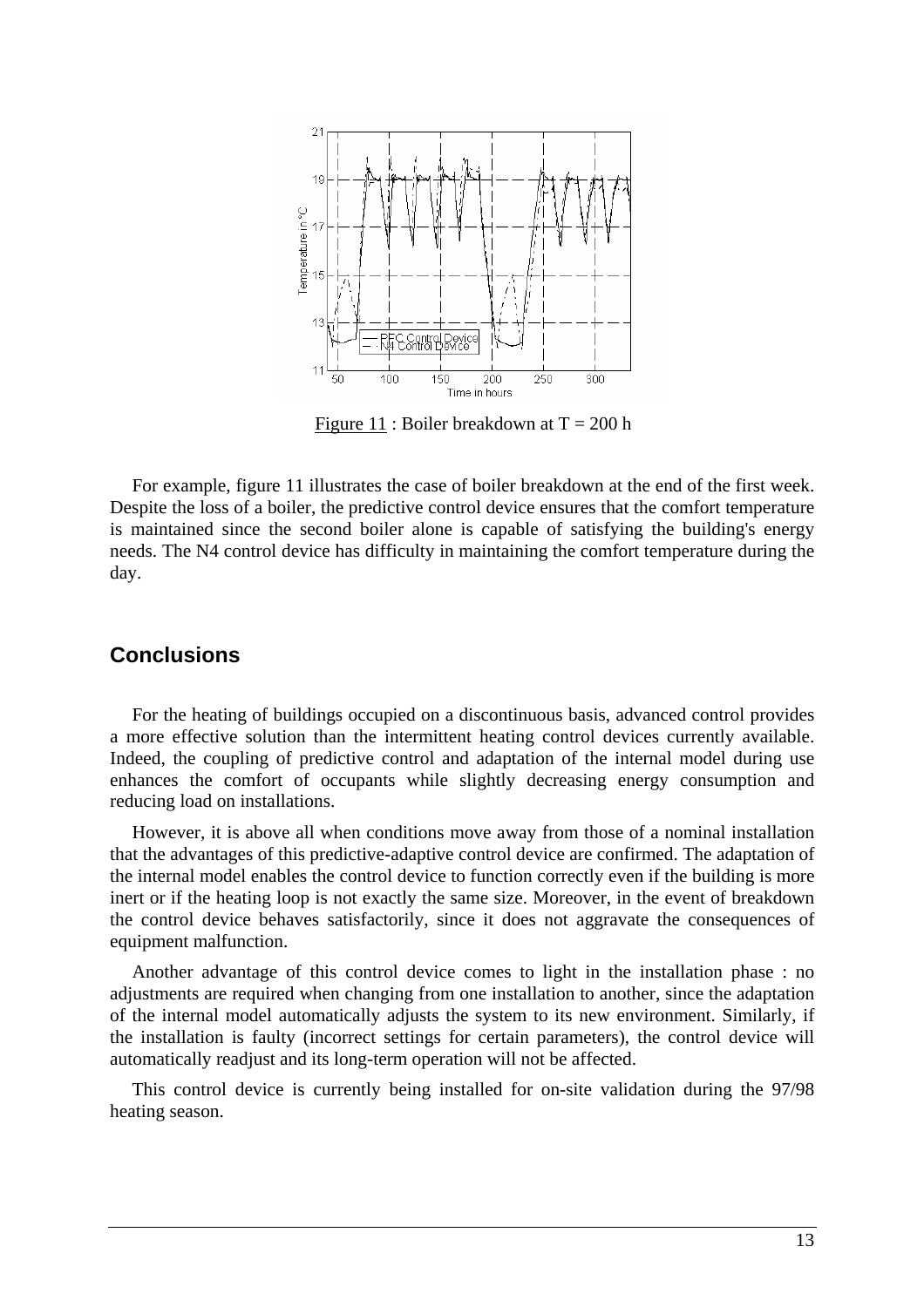Figure 11 : Boiler breakdown at T = 200 h

For example, figure 11 illustrates the case of boiler breakdown at the end of the first week. Despite the loss of a boiler, the predictive control device ensures that the comfort temperature is maintained since the second boiler alone is capable of satisfying the building's energy needs. The N4 control device has difficulty in maintaining the comfort temperature during the day.

## Conclusions

For the heating of buildings occupied on a discontinuous basis, advanced control provides a more effective solution than the intermittent heating control devices currently available. Indeed, the coupling of predictive control and adaptation of the internal model during use enhances the comfort of occupants while slightly decreasing energy consumption and reducing load on installations.

However, it is above all when conditions move away from those of a nominal installation that the advantages of this predictive-adaptive control device are confirmed. The adaptation of the internal model enables the control device to function correctly even if the building is more inert or if the heating loop is not exactly the same size. Moreover, in the event of breakdown the control device behaves satisfactorily, since it does not aggravate the consequences of equipment malfunction.

Another advantage of this control device comes to light in the installation phase : no adjustments are required when changing from one installation to another, since the adaptation of the internal model automatically adjusts the system to its new environment. Similarly, if the installation is faulty (incorrect settings for certain parameters), the control device will automatically readjust and its long-term operation will not be affected.

This control device is currently being installed for on-site validation during the 97/98 heating season.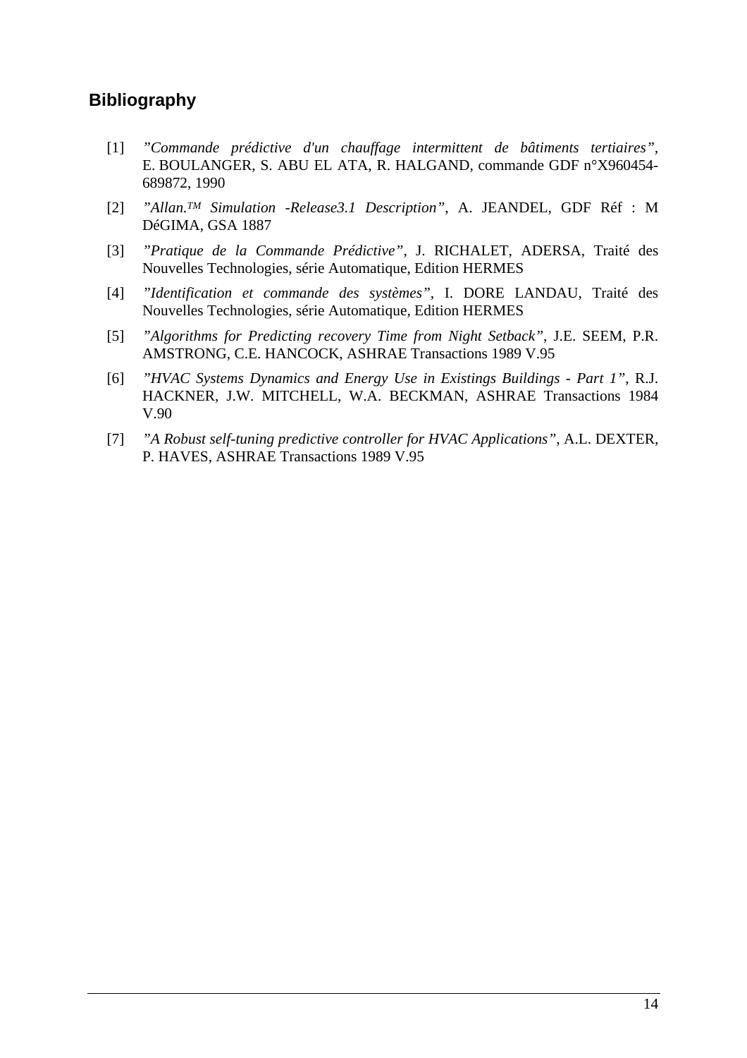## Bibliography

[1] *"Commande prédictive d'un chauffage intermittent de bâtiments tertiaires"*, E. BOULANGER, S. ABU EL ATA, R. HALGAND, commande GDF n°X960454-689872, 1990

[2] *"Allan.TM Simulation -Release3.1 Description"*, A. JEANDEL, GDF Réf : M DéGIMA, GSA 1887

[3] *"Pratique de la Commande Prédictive"*, J. RICHALET, ADERSA, Traité des Nouvelles Technologies, série Automatique, Edition HERMES

[4] *"Identification et commande des systèmes"*, I. DORE LANDAU, Traité des Nouvelles Technologies, série Automatique, Edition HERMES

[5] *"Algorithms for Predicting recovery Time from Night Setback"*, J.E. SEEM, P.R. AMSTRONG, C.E. HANCOCK, ASHRAE Transactions 1989 V.95

[6] *"HVAC Systems Dynamics and Energy Use in Existings Buildings - Part 1"*, R.J. HACKNER, J.W. MITCHELL, W.A. BECKMAN, ASHRAE Transactions 1984 V.90

[7] *"A Robust self-tuning predictive controller for HVAC Applications"*, A.L. DEXTER, P. HAVES, ASHRAE Transactions 1989 V.95